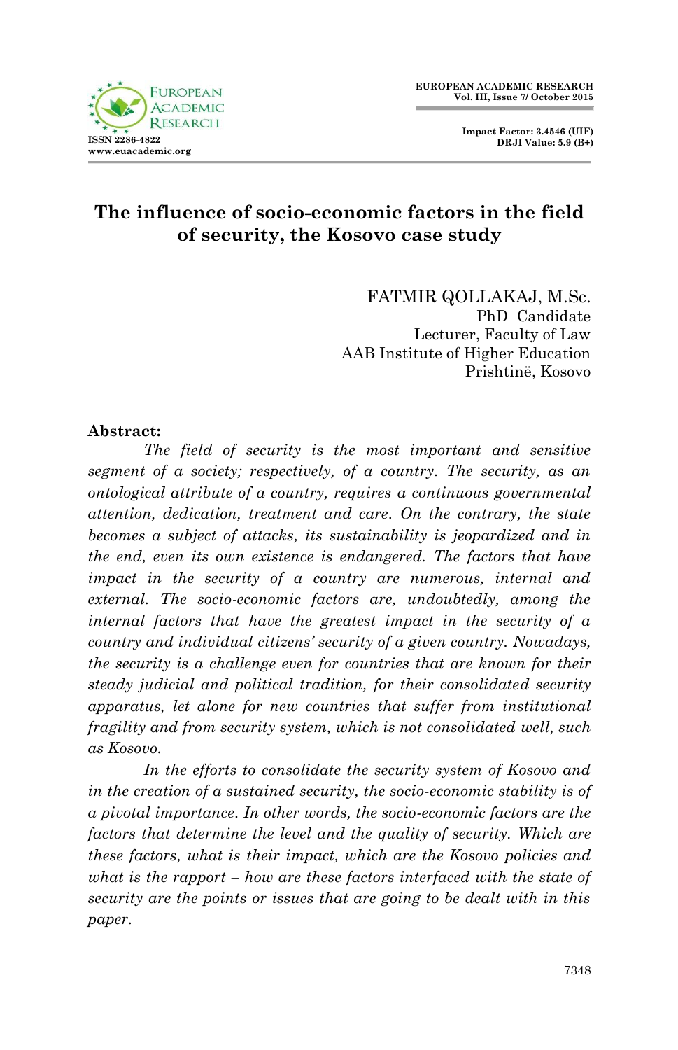# The influence of socio-economic factors in the field of security, the Kosovo case study

FATMIR QOLLAKAJ, M.Sc.
PhD Candidate
Lecturer, Faculty of Law
AAB Institute of Higher Education
Prishtinë, Kosovo

**Abstract:**

*The field of security is the most important and sensitive segment of a society; respectively, of a country. The security, as an ontological attribute of a country, requires a continuous governmental attention, dedication, treatment and care. On the contrary, the state becomes a subject of attacks, its sustainability is jeopardized and in the end, even its own existence is endangered. The factors that have impact in the security of a country are numerous, internal and external. The socio-economic factors are, undoubtedly, among the internal factors that have the greatest impact in the security of a country and individual citizens' security of a given country. Nowadays, the security is a challenge even for countries that are known for their steady judicial and political tradition, for their consolidated security apparatus, let alone for new countries that suffer from institutional fragility and from security system, which is not consolidated well, such as Kosovo.*

*In the efforts to consolidate the security system of Kosovo and in the creation of a sustained security, the socio-economic stability is of a pivotal importance. In other words, the socio-economic factors are the factors that determine the level and the quality of security. Which are these factors, what is their impact, which are the Kosovo policies and what is the rapport – how are these factors interfaced with the state of security are the points or issues that are going to be dealt with in this paper.*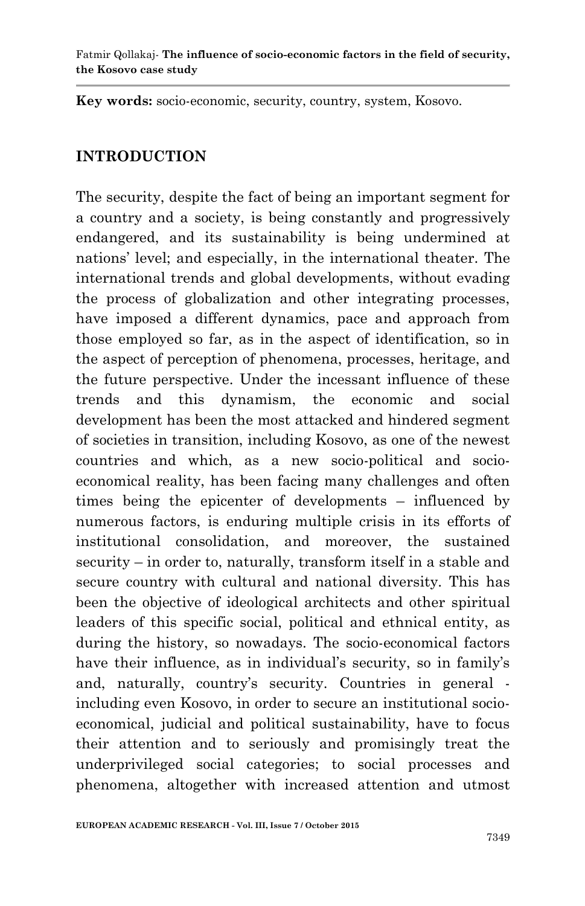**Key words:** socio-economic, security, country, system, Kosovo.

## INTRODUCTION

The security, despite the fact of being an important segment for a country and a society, is being constantly and progressively endangered, and its sustainability is being undermined at nations' level; and especially, in the international theater. The international trends and global developments, without evading the process of globalization and other integrating processes, have imposed a different dynamics, pace and approach from those employed so far, as in the aspect of identification, so in the aspect of perception of phenomena, processes, heritage, and the future perspective. Under the incessant influence of these trends and this dynamism, the economic and social development has been the most attacked and hindered segment of societies in transition, including Kosovo, as one of the newest countries and which, as a new socio-political and socio-economical reality, has been facing many challenges and often times being the epicenter of developments – influenced by numerous factors, is enduring multiple crisis in its efforts of institutional consolidation, and moreover, the sustained security – in order to, naturally, transform itself in a stable and secure country with cultural and national diversity. This has been the objective of ideological architects and other spiritual leaders of this specific social, political and ethnical entity, as during the history, so nowadays. The socio-economical factors have their influence, as in individual's security, so in family's and, naturally, country's security. Countries in general - including even Kosovo, in order to secure an institutional socio-economical, judicial and political sustainability, have to focus their attention and to seriously and promisingly treat the underprivileged social categories; to social processes and phenomena, altogether with increased attention and utmost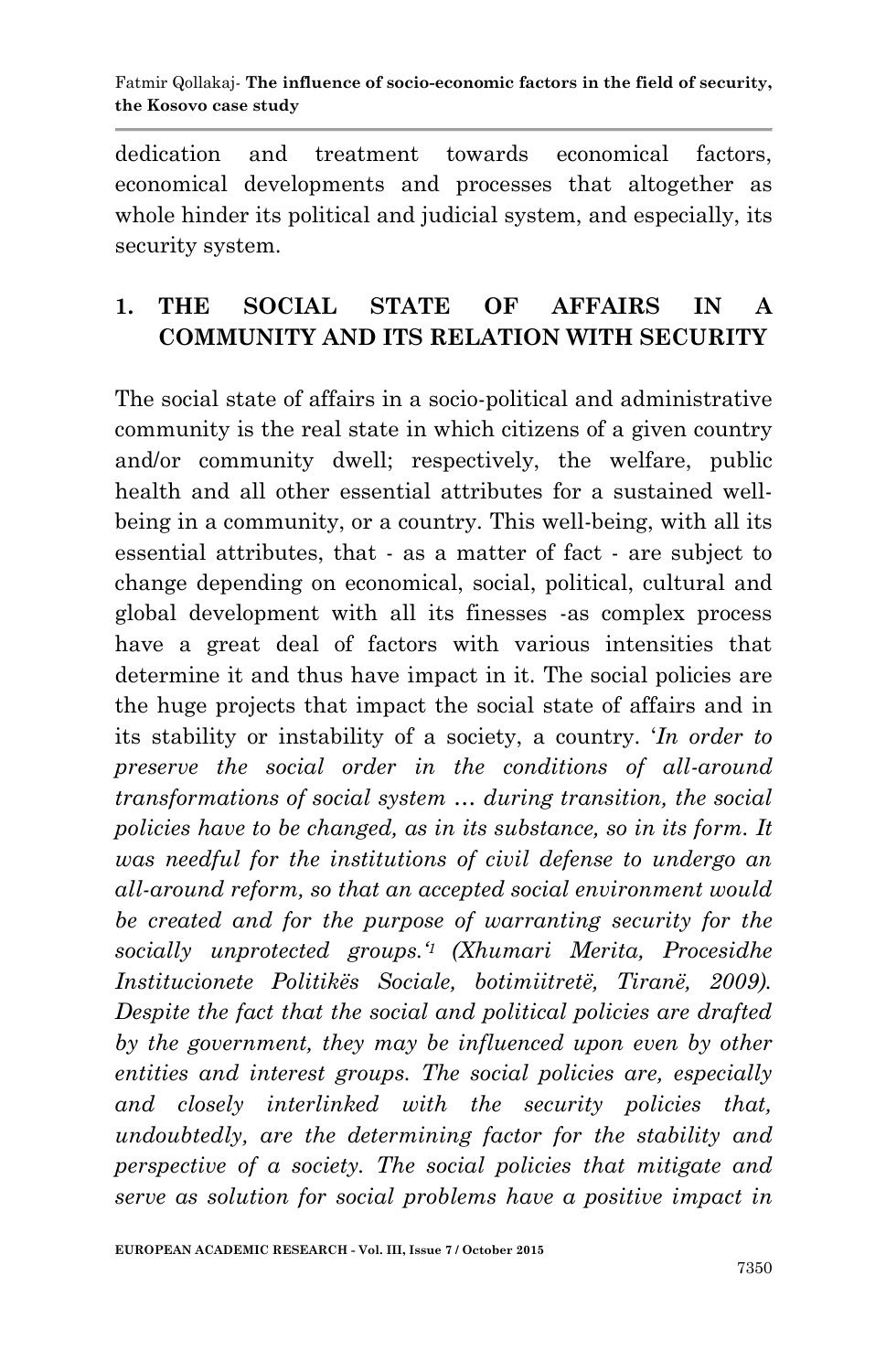dedication and treatment towards economical factors, economical developments and processes that altogether as whole hinder its political and judicial system, and especially, its security system.

## 1. THE SOCIAL STATE OF AFFAIRS IN A COMMUNITY AND ITS RELATION WITH SECURITY

The social state of affairs in a socio-political and administrative community is the real state in which citizens of a given country and/or community dwell; respectively, the welfare, public health and all other essential attributes for a sustained well-being in a community, or a country. This well-being, with all its essential attributes, that - as a matter of fact - are subject to change depending on economical, social, political, cultural and global development with all its finesses -as complex process have a great deal of factors with various intensities that determine it and thus have impact in it. The social policies are the huge projects that impact the social state of affairs and in its stability or instability of a society, a country. '*In order to preserve the social order in the conditions of all-around transformations of social system … during transition, the social policies have to be changed, as in its substance, so in its form. It was needful for the institutions of civil defense to undergo an all-around reform, so that an accepted social environment would be created and for the purpose of warranting security for the socially unprotected groups.'*[1] *(Xhumari Merita, Procesidhe Institucionete Politikës Sociale, botimiitretë, Tiranë, 2009). Despite the fact that the social and political policies are drafted by the government, they may be influenced upon even by other entities and interest groups. The social policies are, especially and closely interlinked with the security policies that, undoubtedly, are the determining factor for the stability and perspective of a society. The social policies that mitigate and serve as solution for social problems have a positive impact in*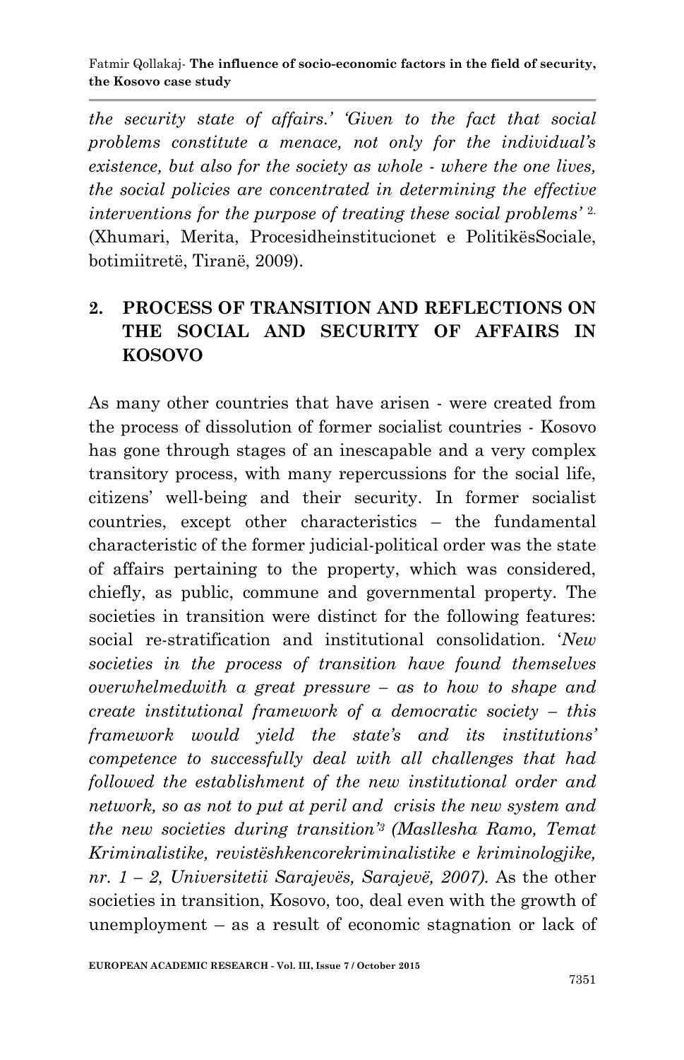*the security state of affairs.' 'Given to the fact that social problems constitute a menace, not only for the individual's existence, but also for the society as whole - where the one lives, the social policies are concentrated in determining the effective interventions for the purpose of treating these social problems'* [2.] (Xhumari, Merita, Procesidheinstitucionet e PolitikësSociale, botimiitretë, Tiranë, 2009).

## 2. PROCESS OF TRANSITION AND REFLECTIONS ON THE SOCIAL AND SECURITY OF AFFAIRS IN KOSOVO

As many other countries that have arisen - were created from the process of dissolution of former socialist countries - Kosovo has gone through stages of an inescapable and a very complex transitory process, with many repercussions for the social life, citizens' well-being and their security. In former socialist countries, except other characteristics – the fundamental characteristic of the former judicial-political order was the state of affairs pertaining to the property, which was considered, chiefly, as public, commune and governmental property. The societies in transition were distinct for the following features: social re-stratification and institutional consolidation. '*New societies in the process of transition have found themselves overwhelmedwith a great pressure – as to how to shape and create institutional framework of a democratic society – this framework would yield the state's and its institutions' competence to successfully deal with all challenges that had followed the establishment of the new institutional order and network, so as not to put at peril and crisis the new system and the new societies during transition'*[3] *(Masllesha Ramo, Temat Kriminalistike, revistëshkencorekriminalistike e kriminologjike, nr. 1 – 2, Universitetii Sarajevës, Sarajevë, 2007).* As the other societies in transition, Kosovo, too, deal even with the growth of unemployment – as a result of economic stagnation or lack of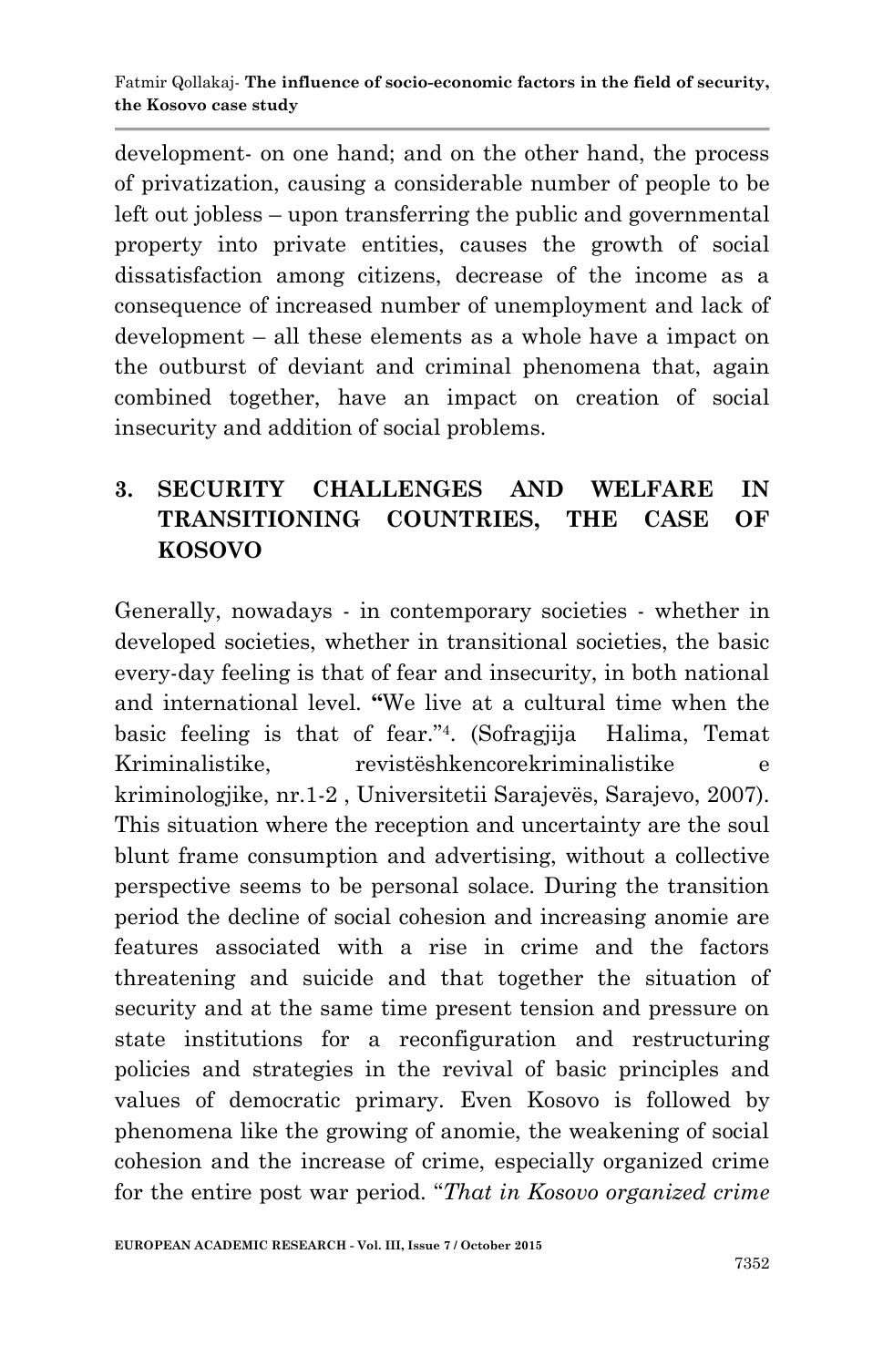development- on one hand; and on the other hand, the process of privatization, causing a considerable number of people to be left out jobless – upon transferring the public and governmental property into private entities, causes the growth of social dissatisfaction among citizens, decrease of the income as a consequence of increased number of unemployment and lack of development – all these elements as a whole have a impact on the outburst of deviant and criminal phenomena that, again combined together, have an impact on creation of social insecurity and addition of social problems.

## 3. SECURITY CHALLENGES AND WELFARE IN TRANSITIONING COUNTRIES, THE CASE OF KOSOVO

Generally, nowadays - in contemporary societies - whether in developed societies, whether in transitional societies, the basic every-day feeling is that of fear and insecurity, in both national and international level. **"**We live at a cultural time when the basic feeling is that of fear."[4]. (Sofragjija Halima, Temat Kriminalistike, revistëshkencorekriminalistike e kriminologjike, nr.1-2 , Universitetii Sarajevës, Sarajevo, 2007). This situation where the reception and uncertainty are the soul blunt frame consumption and advertising, without a collective perspective seems to be personal solace. During the transition period the decline of social cohesion and increasing anomie are features associated with a rise in crime and the factors threatening and suicide and that together the situation of security and at the same time present tension and pressure on state institutions for a reconfiguration and restructuring policies and strategies in the revival of basic principles and values of democratic primary. Even Kosovo is followed by phenomena like the growing of anomie, the weakening of social cohesion and the increase of crime, especially organized crime for the entire post war period. "*That in Kosovo organized crime*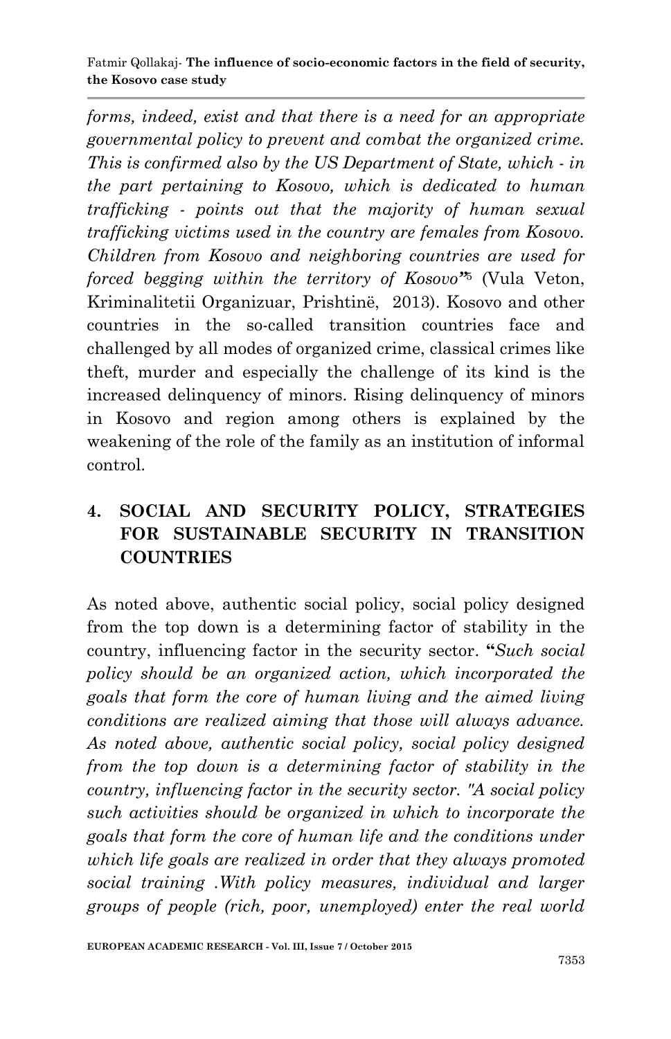*forms, indeed, exist and that there is a need for an appropriate governmental policy to prevent and combat the organized crime. This is confirmed also by the US Department of State, which - in the part pertaining to Kosovo, which is dedicated to human trafficking - points out that the majority of human sexual trafficking victims used in the country are females from Kosovo. Children from Kosovo and neighboring countries are used for forced begging within the territory of Kosovo"*[5] (Vula Veton, Kriminalitetii Organizuar, Prishtinë, 2013). Kosovo and other countries in the so-called transition countries face and challenged by all modes of organized crime, classical crimes like theft, murder and especially the challenge of its kind is the increased delinquency of minors. Rising delinquency of minors in Kosovo and region among others is explained by the weakening of the role of the family as an institution of informal control.

## 4. SOCIAL AND SECURITY POLICY, STRATEGIES FOR SUSTAINABLE SECURITY IN TRANSITION COUNTRIES

As noted above, authentic social policy, social policy designed from the top down is a determining factor of stability in the country, influencing factor in the security sector. "*Such social policy should be an organized action, which incorporated the goals that form the core of human living and the aimed living conditions are realized aiming that those will always advance. As noted above, authentic social policy, social policy designed from the top down is a determining factor of stability in the country, influencing factor in the security sector. "A social policy such activities should be organized in which to incorporate the goals that form the core of human life and the conditions under which life goals are realized in order that they always promoted social training .With policy measures, individual and larger groups of people (rich, poor, unemployed) enter the real world*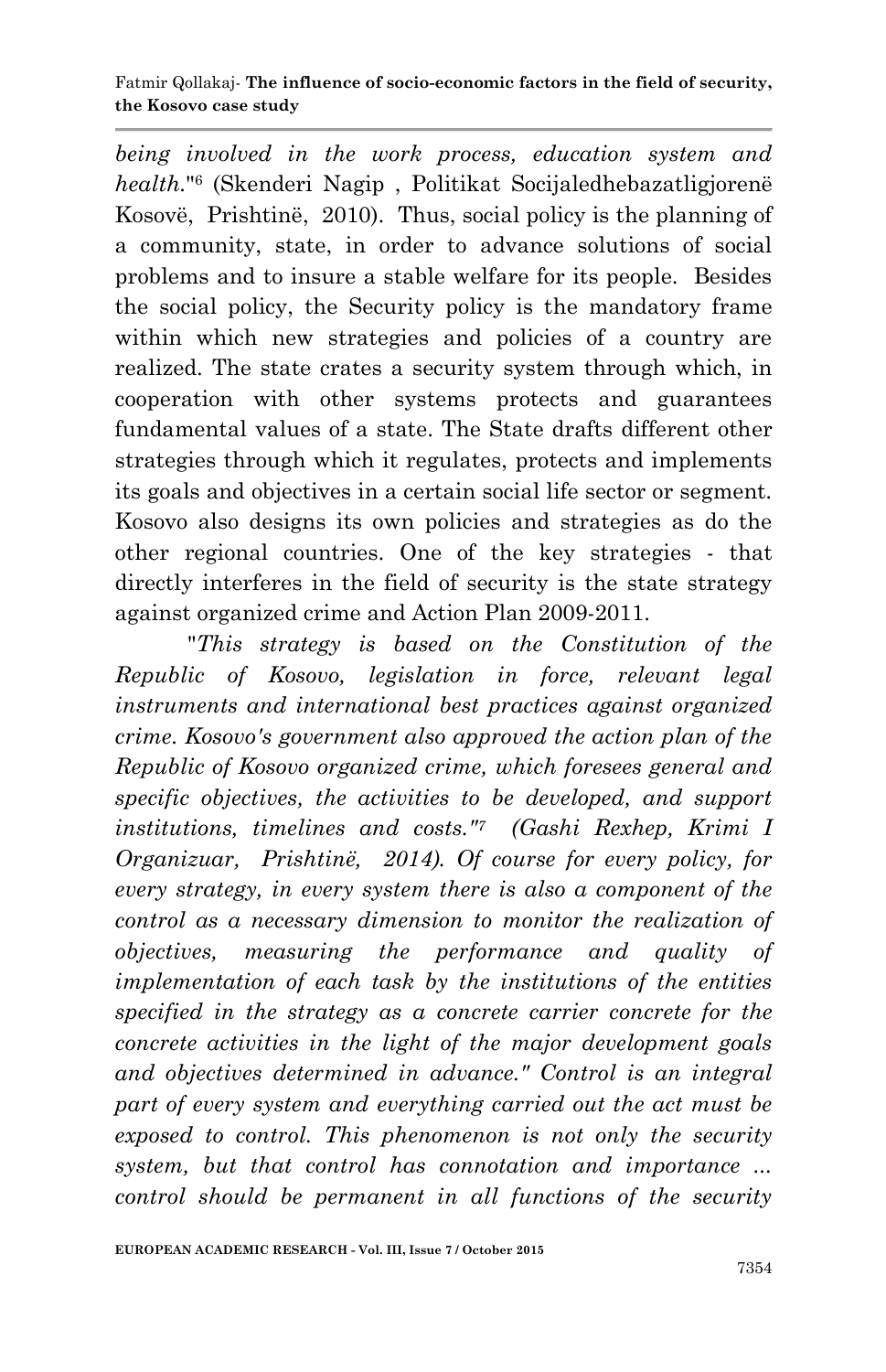*being involved in the work process, education system and health.*"[6] (Skenderi Nagip , Politikat Socijaledhebazatligjorenë Kosovë, Prishtinë, 2010). Thus, social policy is the planning of a community, state, in order to advance solutions of social problems and to insure a stable welfare for its people. Besides the social policy, the Security policy is the mandatory frame within which new strategies and policies of a country are realized. The state crates a security system through which, in cooperation with other systems protects and guarantees fundamental values of a state. The State drafts different other strategies through which it regulates, protects and implements its goals and objectives in a certain social life sector or segment. Kosovo also designs its own policies and strategies as do the other regional countries. One of the key strategies - that directly interferes in the field of security is the state strategy against organized crime and Action Plan 2009-2011.

"*This strategy is based on the Constitution of the Republic of Kosovo, legislation in force, relevant legal instruments and international best practices against organized crime. Kosovo's government also approved the action plan of the Republic of Kosovo organized crime, which foresees general and specific objectives, the activities to be developed, and support institutions, timelines and costs."*[7] *(Gashi Rexhep, Krimi I Organizuar, Prishtinë, 2014). Of course for every policy, for every strategy, in every system there is also a component of the control as a necessary dimension to monitor the realization of objectives, measuring the performance and quality of implementation of each task by the institutions of the entities specified in the strategy as a concrete carrier concrete for the concrete activities in the light of the major development goals and objectives determined in advance." Control is an integral part of every system and everything carried out the act must be exposed to control. This phenomenon is not only the security system, but that control has connotation and importance ... control should be permanent in all functions of the security*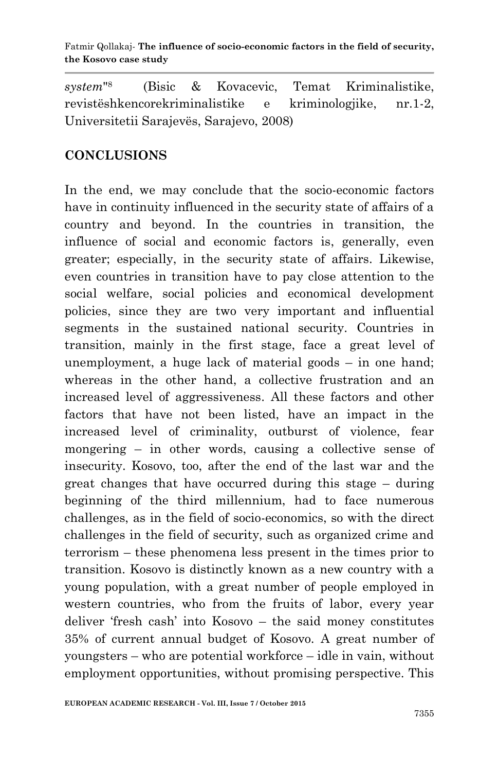*system*"[8] (Bisic & Kovacevic, Temat Kriminalistike, revistëshkencorekriminalistike e kriminologjike, nr.1-2, Universitetii Sarajevës, Sarajevo, 2008)

## CONCLUSIONS

In the end, we may conclude that the socio-economic factors have in continuity influenced in the security state of affairs of a country and beyond. In the countries in transition, the influence of social and economic factors is, generally, even greater; especially, in the security state of affairs. Likewise, even countries in transition have to pay close attention to the social welfare, social policies and economical development policies, since they are two very important and influential segments in the sustained national security. Countries in transition, mainly in the first stage, face a great level of unemployment, a huge lack of material goods – in one hand; whereas in the other hand, a collective frustration and an increased level of aggressiveness. All these factors and other factors that have not been listed, have an impact in the increased level of criminality, outburst of violence, fear mongering – in other words, causing a collective sense of insecurity. Kosovo, too, after the end of the last war and the great changes that have occurred during this stage – during beginning of the third millennium, had to face numerous challenges, as in the field of socio-economics, so with the direct challenges in the field of security, such as organized crime and terrorism – these phenomena less present in the times prior to transition. Kosovo is distinctly known as a new country with a young population, with a great number of people employed in western countries, who from the fruits of labor, every year deliver 'fresh cash' into Kosovo – the said money constitutes 35% of current annual budget of Kosovo. A great number of youngsters – who are potential workforce – idle in vain, without employment opportunities, without promising perspective. This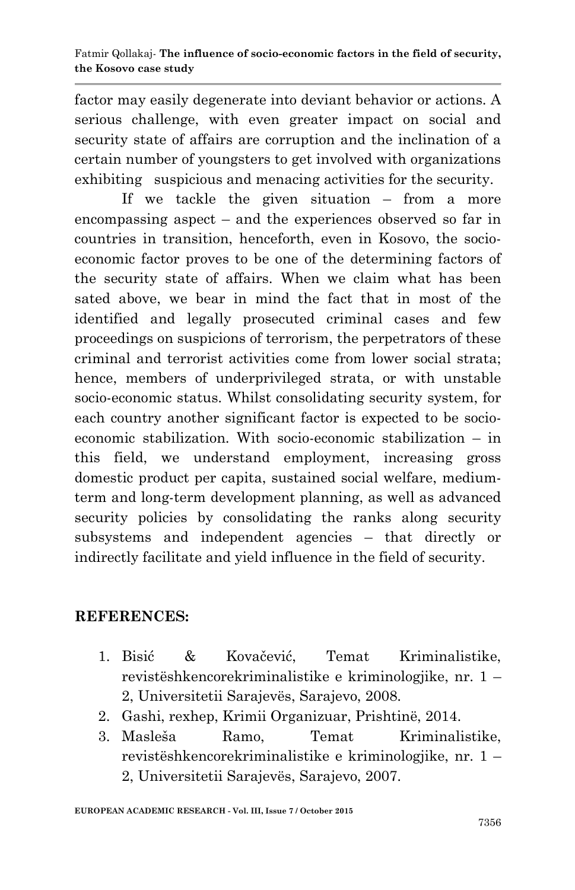factor may easily degenerate into deviant behavior or actions. A serious challenge, with even greater impact on social and security state of affairs are corruption and the inclination of a certain number of youngsters to get involved with organizations exhibiting suspicious and menacing activities for the security.

If we tackle the given situation – from a more encompassing aspect – and the experiences observed so far in countries in transition, henceforth, even in Kosovo, the socio-economic factor proves to be one of the determining factors of the security state of affairs. When we claim what has been sated above, we bear in mind the fact that in most of the identified and legally prosecuted criminal cases and few proceedings on suspicions of terrorism, the perpetrators of these criminal and terrorist activities come from lower social strata; hence, members of underprivileged strata, or with unstable socio-economic status. Whilst consolidating security system, for each country another significant factor is expected to be socio-economic stabilization. With socio-economic stabilization – in this field, we understand employment, increasing gross domestic product per capita, sustained social welfare, medium-term and long-term development planning, as well as advanced security policies by consolidating the ranks along security subsystems and independent agencies – that directly or indirectly facilitate and yield influence in the field of security.

## REFERENCES:

1. Bisić & Kovačević, Temat Kriminalistike, revistëshkencorekriminalistike e kriminologjike, nr. 1 – 2, Universitetii Sarajevës, Sarajevo, 2008.
2. Gashi, rexhep, Krimii Organizuar, Prishtinë, 2014.
3. Masleša Ramo, Temat Kriminalistike, revistëshkencorekriminalistike e kriminologjike, nr. 1 – 2, Universitetii Sarajevës, Sarajevo, 2007.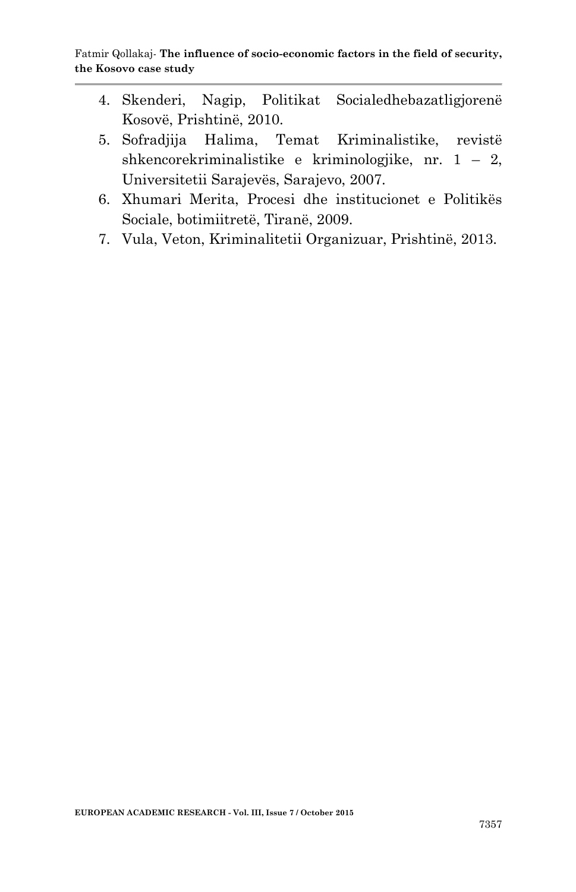4. Skenderi, Nagip, Politikat Socialedhebazatligjorenë Kosovë, Prishtinë, 2010.
5. Sofradjija Halima, Temat Kriminalistike, revistë shkencorekriminalistike e kriminologjike, nr. 1 – 2, Universitetii Sarajevës, Sarajevo, 2007.
6. Xhumari Merita, Procesi dhe institucionet e Politikës Sociale, botimiitretë, Tiranë, 2009.
7. Vula, Veton, Kriminalitetii Organizuar, Prishtinë, 2013.